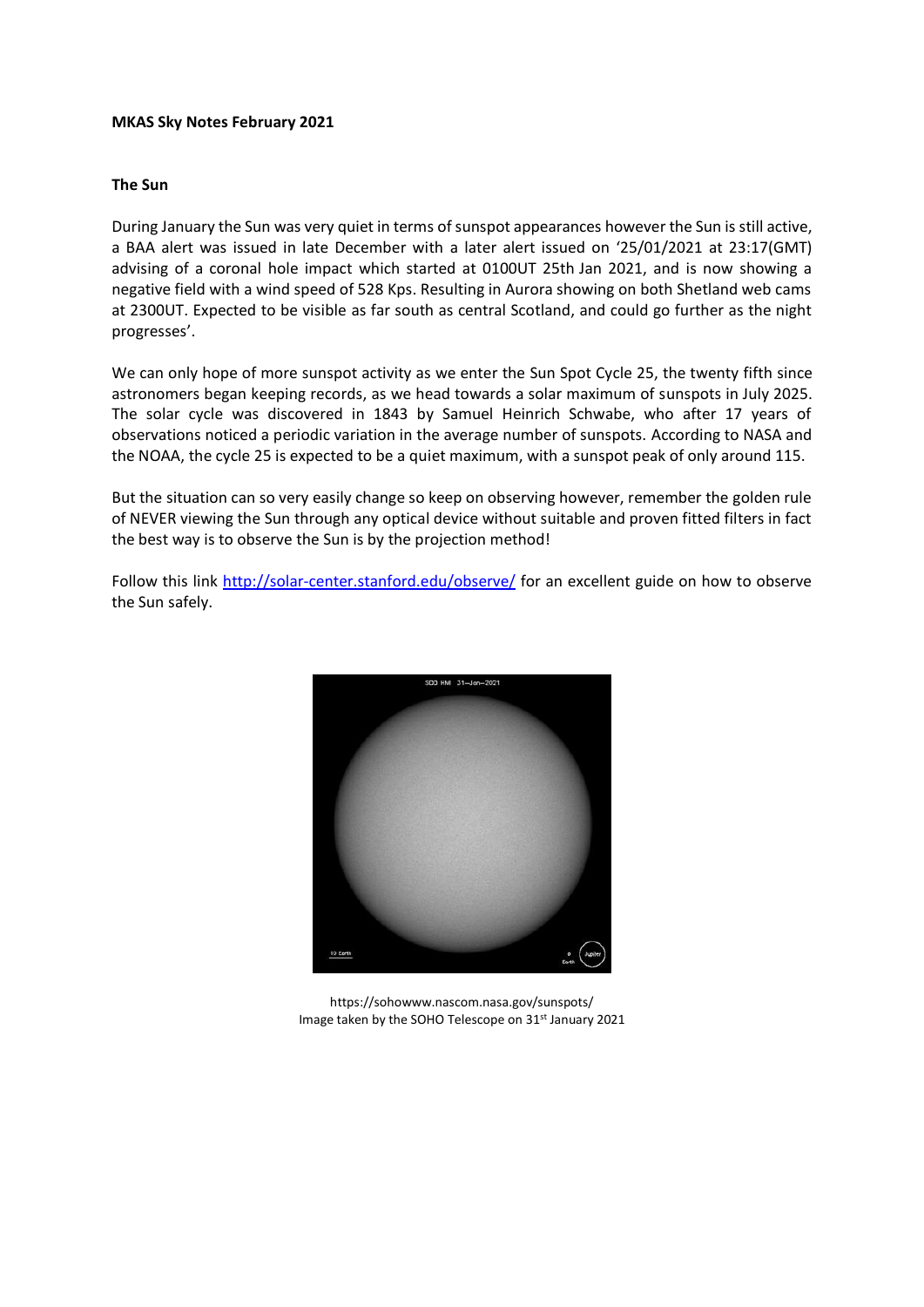**MKAS Sky Notes February 2021**

**The Sun**

During January the Sun was very quiet in terms of sunspot appearances however the Sun is still active, a BAA alert was issued in late December with a later alert issued on '25/01/2021 at 23:17(GMT) advising of a coronal hole impact which started at 0100UT 25th Jan 2021, and is now showing a negative field with a wind speed of 528 Kps. Resulting in Aurora showing on both Shetland web cams at 2300UT. Expected to be visible as far south as central Scotland, and could go further as the night progresses'.

We can only hope of more sunspot activity as we enter the Sun Spot Cycle 25, the twenty fifth since astronomers began keeping records, as we head towards a solar maximum of sunspots in July 2025. The solar cycle was discovered in 1843 by Samuel Heinrich Schwabe, who after 17 years of observations noticed a periodic variation in the average number of sunspots. According to NASA and the NOAA, the cycle 25 is expected to be a quiet maximum, with a sunspot peak of only around 115.

But the situation can so very easily change so keep on observing however, remember the golden rule of NEVER viewing the Sun through any optical device without suitable and proven fitted filters in fact the best way is to observe the Sun is by the projection method!

Follow this link [http://solar-center.stanford.edu/observe/](http://solar-center.stanford.edu/observe/) for an excellent guide on how to observe the Sun safely.

https://sohowww.nascom.nasa.gov/sunspots/
Image taken by the SOHO Telescope on 31st January 2021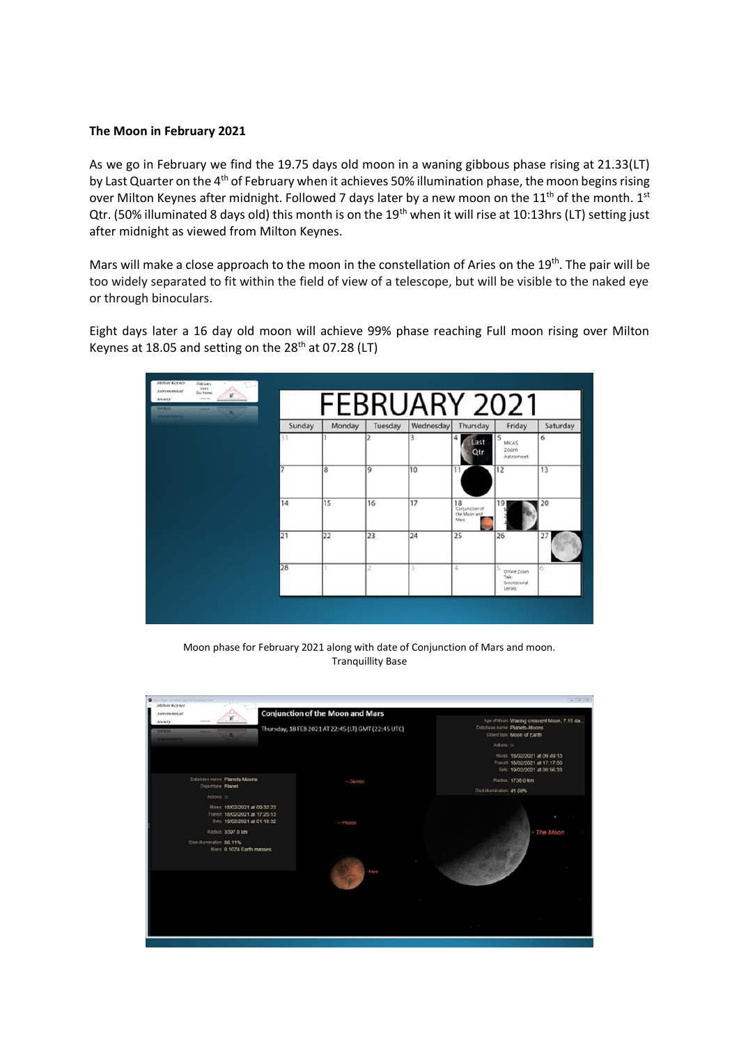**The Moon in February 2021**

As we go in February we find the 19.75 days old moon in a waning gibbous phase rising at 21.33(LT) by Last Quarter on the 4th of February when it achieves 50% illumination phase, the moon begins rising over Milton Keynes after midnight. Followed 7 days later by a new moon on the 11th of the month. 1st Qtr. (50% illuminated 8 days old) this month is on the 19th when it will rise at 10:13hrs (LT) setting just after midnight as viewed from Milton Keynes.

Mars will make a close approach to the moon in the constellation of Aries on the 19th. The pair will be too widely separated to fit within the field of view of a telescope, but will be visible to the naked eye or through binoculars.

Eight days later a 16 day old moon will achieve 99% phase reaching Full moon rising over Milton Keynes at 18.05 and setting on the 28th at 07.28 (LT)

Moon phase for February 2021 along with date of Conjunction of Mars and moon.
Tranquillity Base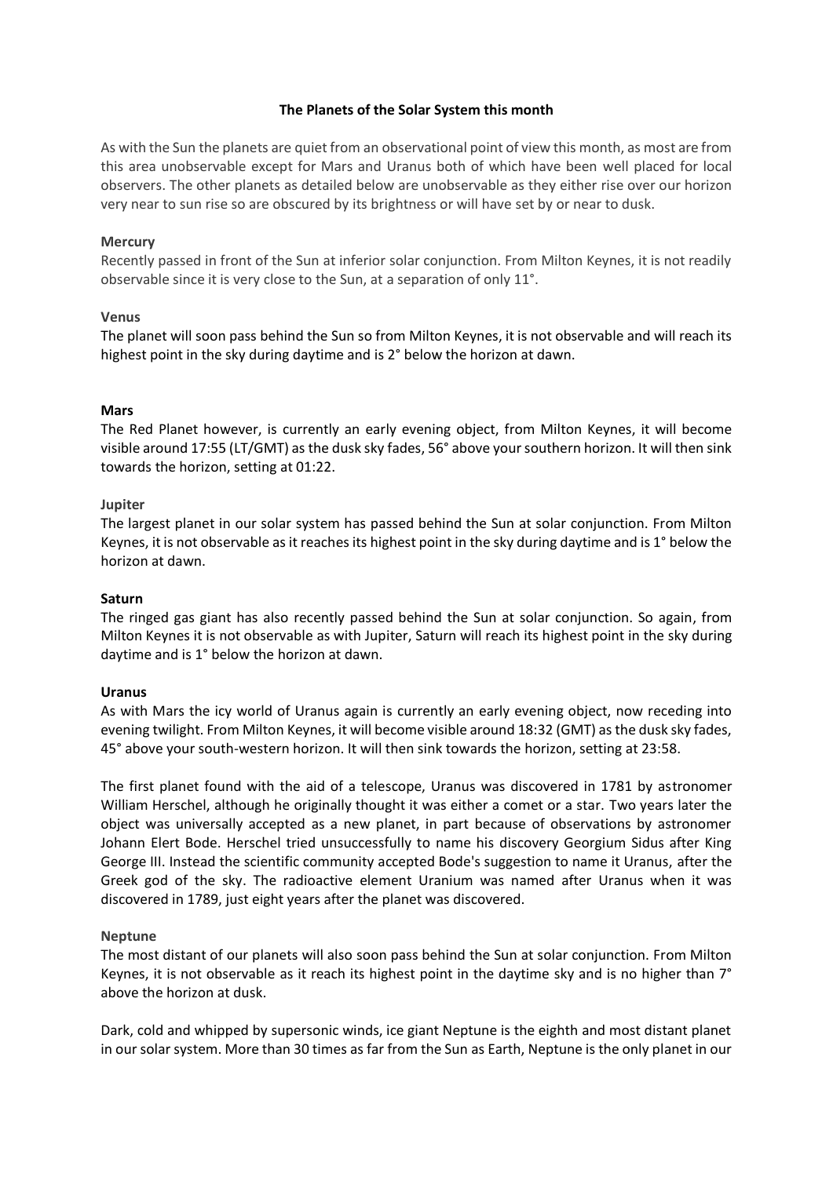## The Planets of the Solar System this month

As with the Sun the planets are quiet from an observational point of view this month, as most are from this area unobservable except for Mars and Uranus both of which have been well placed for local observers. The other planets as detailed below are unobservable as they either rise over our horizon very near to sun rise so are obscured by its brightness or will have set by or near to dusk.

### Mercury

Recently passed in front of the Sun at inferior solar conjunction. From Milton Keynes, it is not readily observable since it is very close to the Sun, at a separation of only 11°.

### Venus

The planet will soon pass behind the Sun so from Milton Keynes, it is not observable and will reach its highest point in the sky during daytime and is 2° below the horizon at dawn.

### Mars

The Red Planet however, is currently an early evening object, from Milton Keynes, it will become visible around 17:55 (LT/GMT) as the dusk sky fades, 56° above your southern horizon. It will then sink towards the horizon, setting at 01:22.

### Jupiter

The largest planet in our solar system has passed behind the Sun at solar conjunction. From Milton Keynes, it is not observable as it reaches its highest point in the sky during daytime and is 1° below the horizon at dawn.

### Saturn

The ringed gas giant has also recently passed behind the Sun at solar conjunction. So again, from Milton Keynes it is not observable as with Jupiter, Saturn will reach its highest point in the sky during daytime and is 1° below the horizon at dawn.

### Uranus

As with Mars the icy world of Uranus again is currently an early evening object, now receding into evening twilight. From Milton Keynes, it will become visible around 18:32 (GMT) as the dusk sky fades, 45° above your south-western horizon. It will then sink towards the horizon, setting at 23:58.

The first planet found with the aid of a telescope, Uranus was discovered in 1781 by astronomer William Herschel, although he originally thought it was either a comet or a star. Two years later the object was universally accepted as a new planet, in part because of observations by astronomer Johann Elert Bode. Herschel tried unsuccessfully to name his discovery Georgium Sidus after King George III. Instead the scientific community accepted Bode's suggestion to name it Uranus, after the Greek god of the sky. The radioactive element Uranium was named after Uranus when it was discovered in 1789, just eight years after the planet was discovered.

### Neptune

The most distant of our planets will also soon pass behind the Sun at solar conjunction. From Milton Keynes, it is not observable as it reach its highest point in the daytime sky and is no higher than 7° above the horizon at dusk.

Dark, cold and whipped by supersonic winds, ice giant Neptune is the eighth and most distant planet in our solar system. More than 30 times as far from the Sun as Earth, Neptune is the only planet in our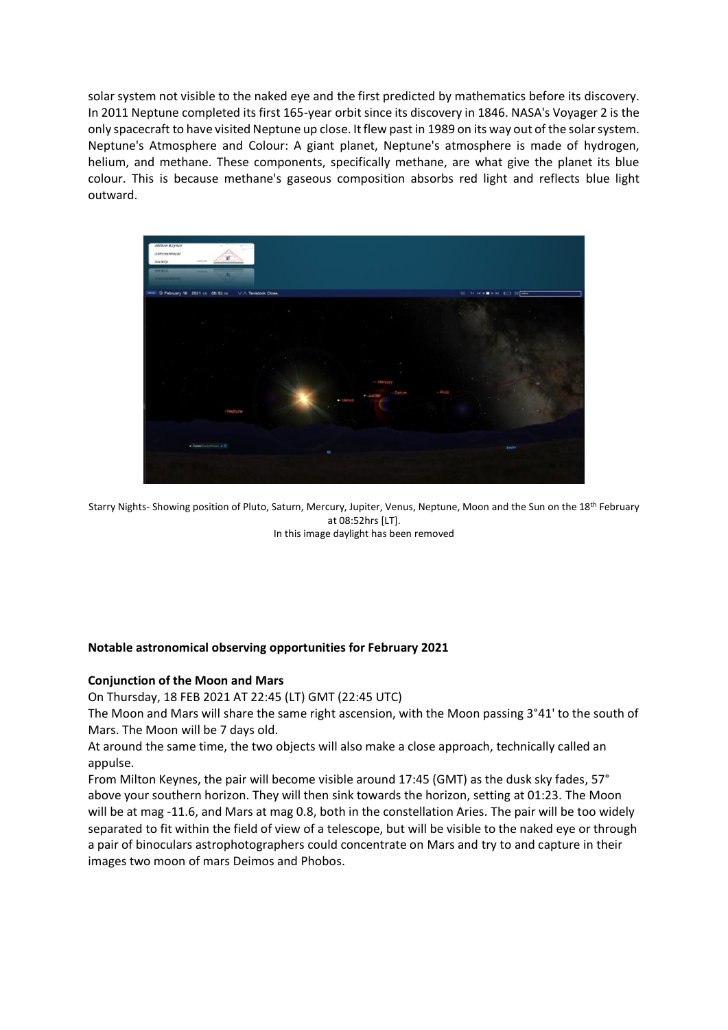solar system not visible to the naked eye and the first predicted by mathematics before its discovery. In 2011 Neptune completed its first 165-year orbit since its discovery in 1846. NASA's Voyager 2 is the only spacecraft to have visited Neptune up close. It flew past in 1989 on its way out of the solar system. Neptune's Atmosphere and Colour: A giant planet, Neptune's atmosphere is made of hydrogen, helium, and methane. These components, specifically methane, are what give the planet its blue colour. This is because methane's gaseous composition absorbs red light and reflects blue light outward.

Starry Nights- Showing position of Pluto, Saturn, Mercury, Jupiter, Venus, Neptune, Moon and the Sun on the 18th February at 08:52hrs [LT].
In this image daylight has been removed

**Notable astronomical observing opportunities for February 2021**

**Conjunction of the Moon and Mars**

On Thursday, 18 FEB 2021 AT 22:45 (LT) GMT (22:45 UTC)

The Moon and Mars will share the same right ascension, with the Moon passing 3°41' to the south of Mars. The Moon will be 7 days old.

At around the same time, the two objects will also make a close approach, technically called an appulse.

From Milton Keynes, the pair will become visible around 17:45 (GMT) as the dusk sky fades, 57° above your southern horizon. They will then sink towards the horizon, setting at 01:23. The Moon will be at mag -11.6, and Mars at mag 0.8, both in the constellation Aries. The pair will be too widely separated to fit within the field of view of a telescope, but will be visible to the naked eye or through a pair of binoculars astrophotographers could concentrate on Mars and try to and capture in their images two moon of mars Deimos and Phobos.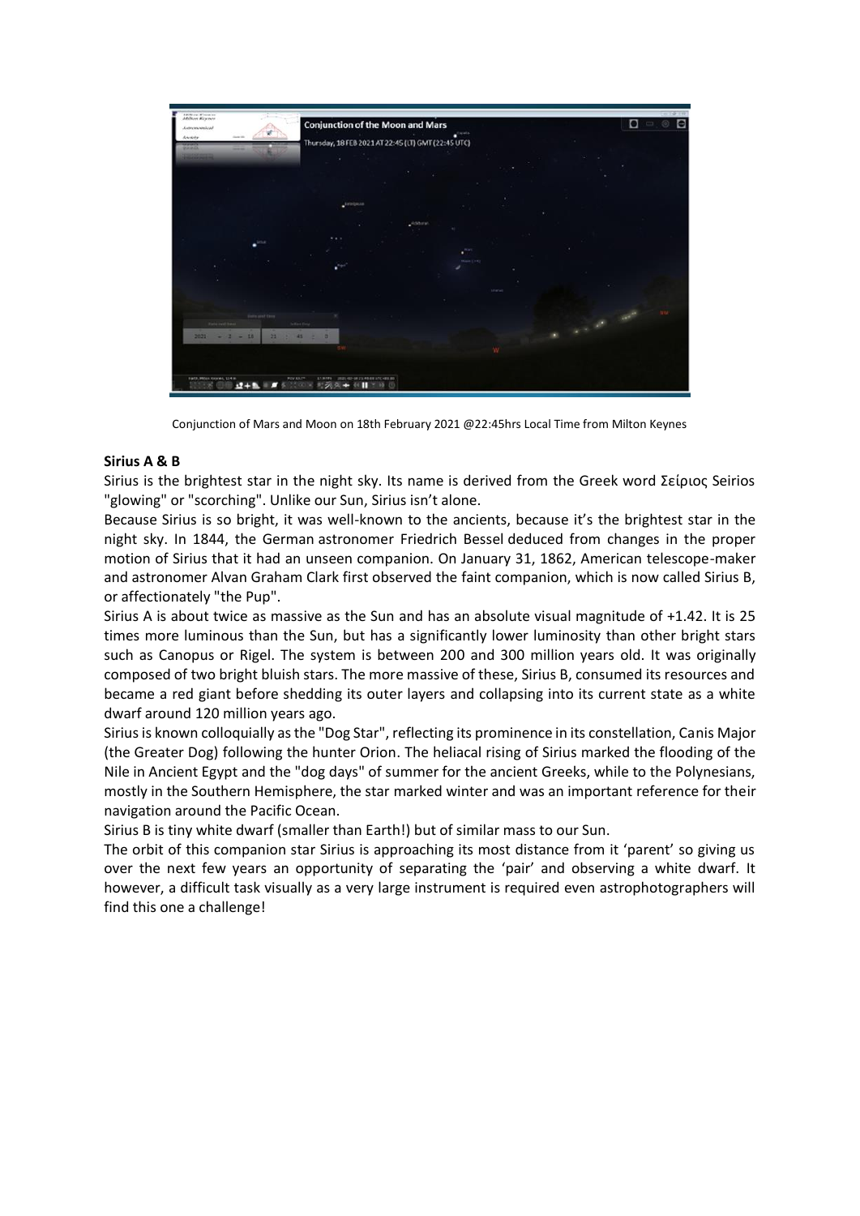Conjunction of Mars and Moon on 18th February 2021 @22:45hrs Local Time from Milton Keynes

**Sirius A & B**

Sirius is the brightest star in the night sky. Its name is derived from the Greek word Σείριος Seirios "glowing" or "scorching". Unlike our Sun, Sirius isn't alone.

Because Sirius is so bright, it was well-known to the ancients, because it's the brightest star in the night sky. In 1844, the German astronomer Friedrich Bessel deduced from changes in the proper motion of Sirius that it had an unseen companion. On January 31, 1862, American telescope-maker and astronomer Alvan Graham Clark first observed the faint companion, which is now called Sirius B, or affectionately "the Pup".

Sirius A is about twice as massive as the Sun and has an absolute visual magnitude of +1.42. It is 25 times more luminous than the Sun, but has a significantly lower luminosity than other bright stars such as Canopus or Rigel. The system is between 200 and 300 million years old. It was originally composed of two bright bluish stars. The more massive of these, Sirius B, consumed its resources and became a red giant before shedding its outer layers and collapsing into its current state as a white dwarf around 120 million years ago.

Sirius is known colloquially as the "Dog Star", reflecting its prominence in its constellation, Canis Major (the Greater Dog) following the hunter Orion. The heliacal rising of Sirius marked the flooding of the Nile in Ancient Egypt and the "dog days" of summer for the ancient Greeks, while to the Polynesians, mostly in the Southern Hemisphere, the star marked winter and was an important reference for their navigation around the Pacific Ocean.

Sirius B is tiny white dwarf (smaller than Earth!) but of similar mass to our Sun.

The orbit of this companion star Sirius is approaching its most distance from it 'parent' so giving us over the next few years an opportunity of separating the 'pair' and observing a white dwarf. It however, a difficult task visually as a very large instrument is required even astrophotographers will find this one a challenge!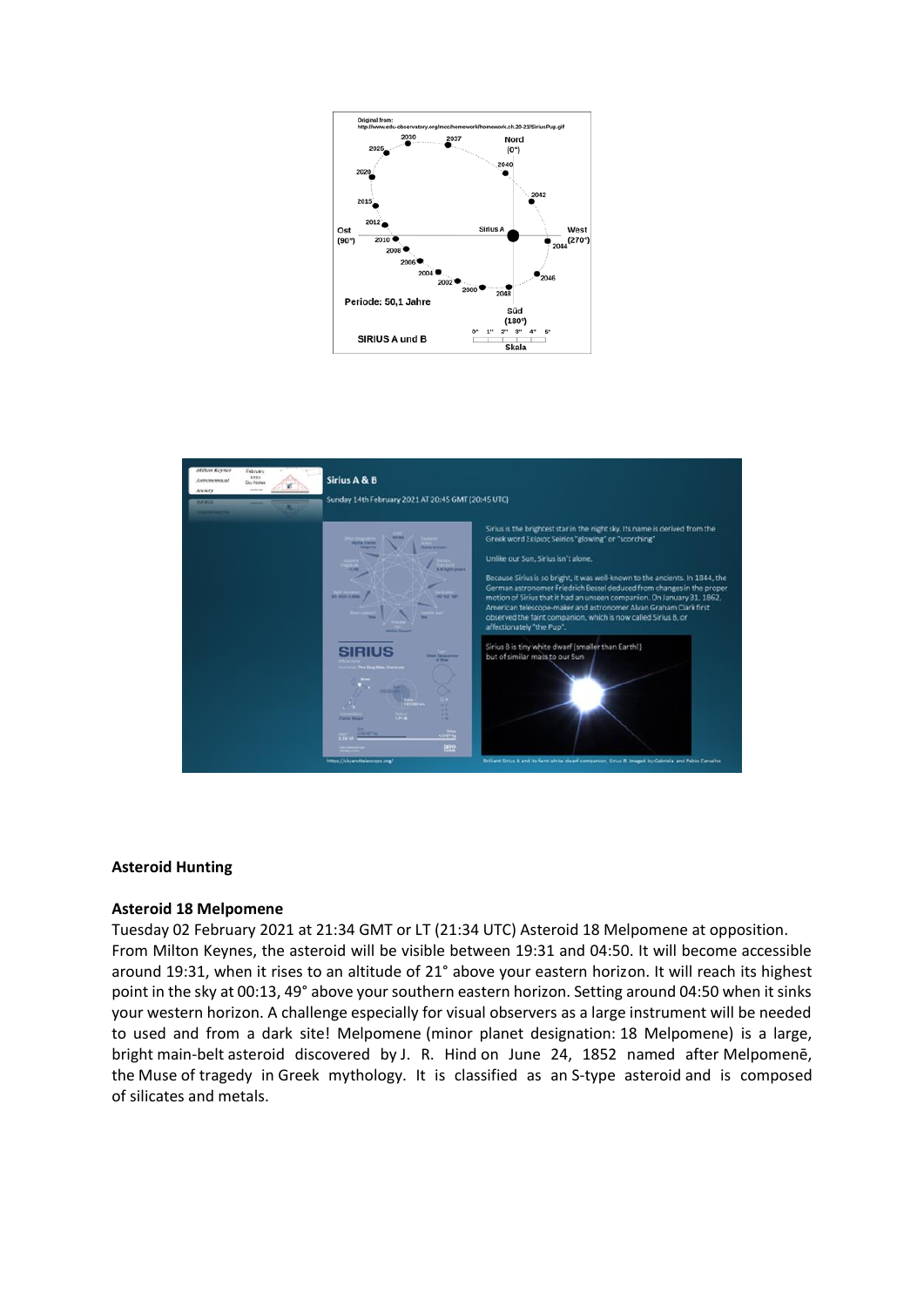**Asteroid Hunting**

**Asteroid 18 Melpomene**

Tuesday 02 February 2021 at 21:34 GMT or LT (21:34 UTC) Asteroid 18 Melpomene at opposition.
From Milton Keynes, the asteroid will be visible between 19:31 and 04:50. It will become accessible around 19:31, when it rises to an altitude of 21° above your eastern horizon. It will reach its highest point in the sky at 00:13, 49° above your southern eastern horizon. Setting around 04:50 when it sinks your western horizon. A challenge especially for visual observers as a large instrument will be needed to used and from a dark site! Melpomene (minor planet designation: 18 Melpomene) is a large, bright main-belt asteroid discovered by J. R. Hind on June 24, 1852 named after Melpomenē, the Muse of tragedy in Greek mythology. It is classified as an S-type asteroid and is composed of silicates and metals.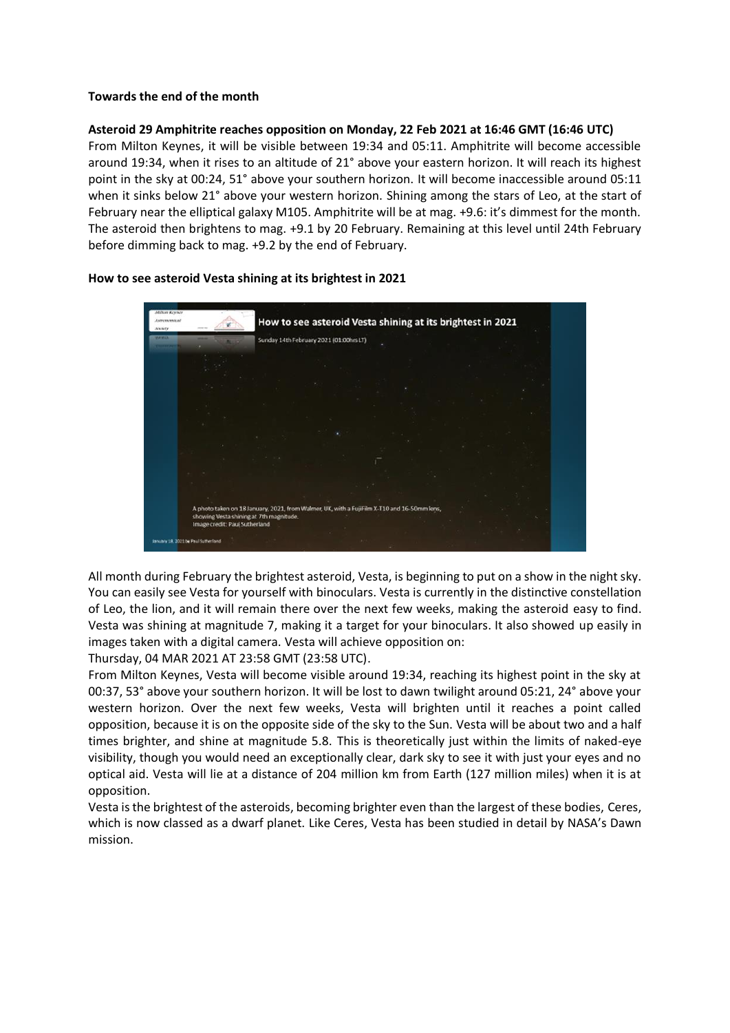**Towards the end of the month**

**Asteroid 29 Amphitrite reaches opposition on Monday, 22 Feb 2021 at 16:46 GMT (16:46 UTC)**

From Milton Keynes, it will be visible between 19:34 and 05:11. Amphitrite will become accessible around 19:34, when it rises to an altitude of 21° above your eastern horizon. It will reach its highest point in the sky at 00:24, 51° above your southern horizon. It will become inaccessible around 05:11 when it sinks below 21° above your western horizon. Shining among the stars of Leo, at the start of February near the elliptical galaxy M105. Amphitrite will be at mag. +9.6: it's dimmest for the month. The asteroid then brightens to mag. +9.1 by 20 February. Remaining at this level until 24th February before dimming back to mag. +9.2 by the end of February.

**How to see asteroid Vesta shining at its brightest in 2021**

All month during February the brightest asteroid, Vesta, is beginning to put on a show in the night sky. You can easily see Vesta for yourself with binoculars. Vesta is currently in the distinctive constellation of Leo, the lion, and it will remain there over the next few weeks, making the asteroid easy to find. Vesta was shining at magnitude 7, making it a target for your binoculars. It also showed up easily in images taken with a digital camera. Vesta will achieve opposition on:

Thursday, 04 MAR 2021 AT 23:58 GMT (23:58 UTC).

From Milton Keynes, Vesta will become visible around 19:34, reaching its highest point in the sky at 00:37, 53° above your southern horizon. It will be lost to dawn twilight around 05:21, 24° above your western horizon. Over the next few weeks, Vesta will brighten until it reaches a point called opposition, because it is on the opposite side of the sky to the Sun. Vesta will be about two and a half times brighter, and shine at magnitude 5.8. This is theoretically just within the limits of naked-eye visibility, though you would need an exceptionally clear, dark sky to see it with just your eyes and no optical aid. Vesta will lie at a distance of 204 million km from Earth (127 million miles) when it is at opposition.

Vesta is the brightest of the asteroids, becoming brighter even than the largest of these bodies, Ceres, which is now classed as a dwarf planet. Like Ceres, Vesta has been studied in detail by NASA's Dawn mission.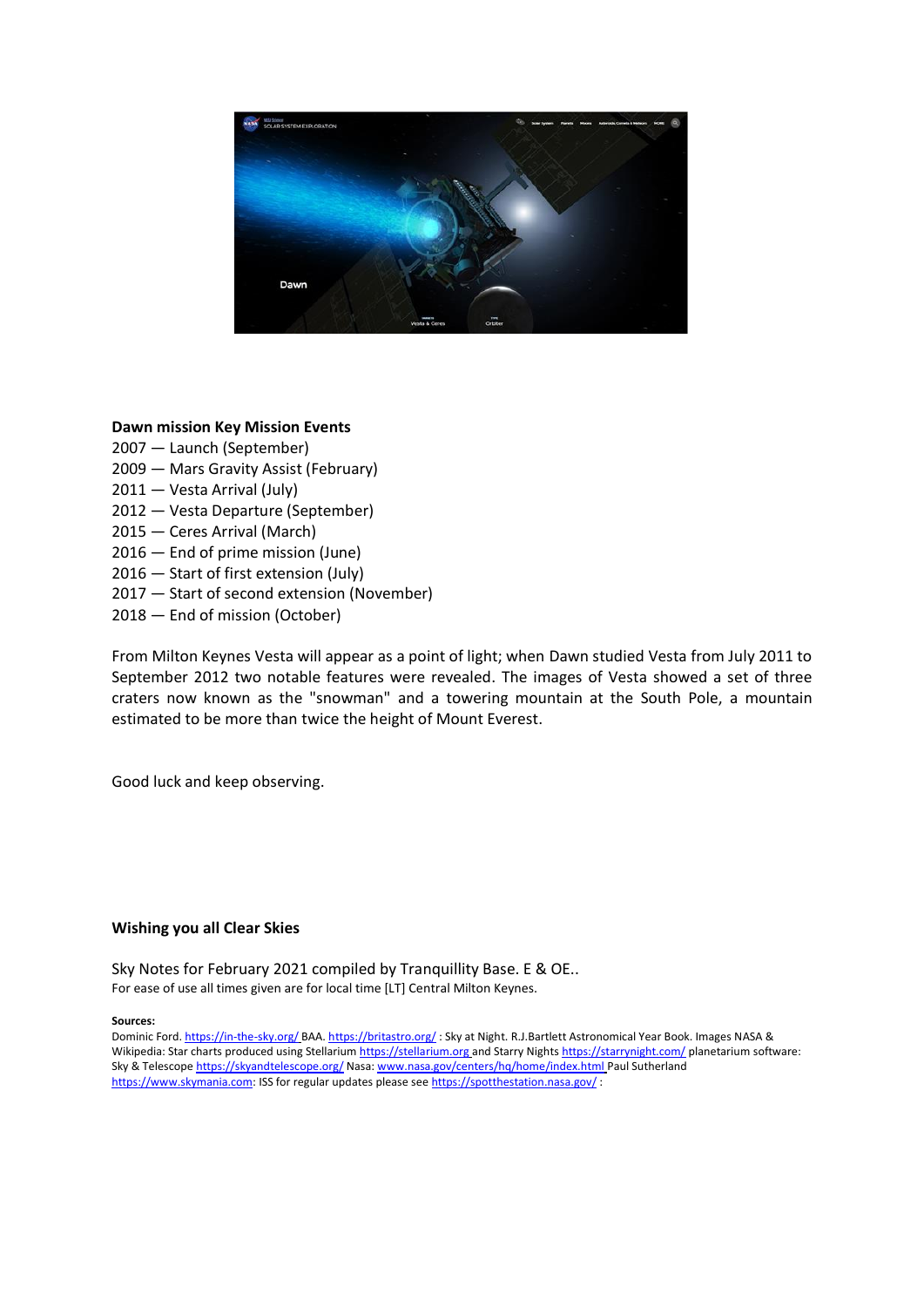**Dawn mission Key Mission Events**

2007 — Launch (September)
2009 — Mars Gravity Assist (February)
2011 — Vesta Arrival (July)
2012 — Vesta Departure (September)
2015 — Ceres Arrival (March)
2016 — End of prime mission (June)
2016 — Start of first extension (July)
2017 — Start of second extension (November)
2018 — End of mission (October)

From Milton Keynes Vesta will appear as a point of light; when Dawn studied Vesta from July 2011 to September 2012 two notable features were revealed. The images of Vesta showed a set of three craters now known as the "snowman" and a towering mountain at the South Pole, a mountain estimated to be more than twice the height of Mount Everest.

Good luck and keep observing.

**Wishing you all Clear Skies**

Sky Notes for February 2021 compiled by Tranquillity Base. E & OE..
For ease of use all times given are for local time [LT] Central Milton Keynes.

**Sources:**
Dominic Ford. https://in-the-sky.org/ BAA. https://britastro.org/ : Sky at Night. R.J.Bartlett Astronomical Year Book. Images NASA & Wikipedia: Star charts produced using Stellarium https://stellarium.org and Starry Nights https://starrynight.com/ planetarium software: Sky & Telescope https://skyandtelescope.org/ Nasa: www.nasa.gov/centers/hq/home/index.html Paul Sutherland https://www.skymania.com: ISS for regular updates please see https://spotthestation.nasa.gov/ :